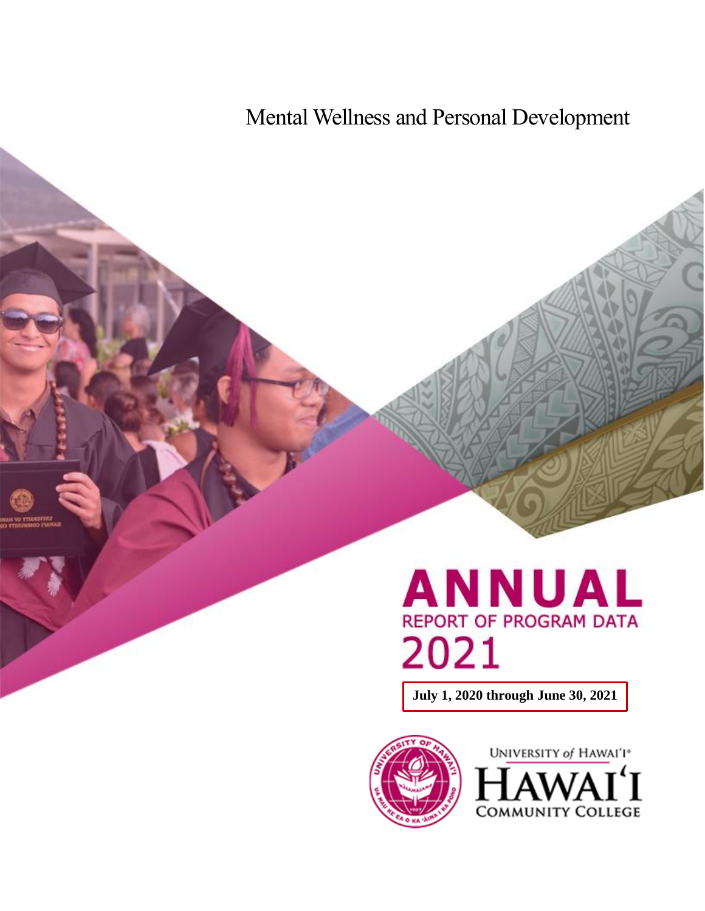# Mental Wellness and Personal Development

# ANNUAL

## REPORT OF PROGRAM DATA

# 2021

**July 1, 2020 through June 30, 2021**

UNIVERSITY of HAWAIʻI®

HAWAIʻI COMMUNITY COLLEGE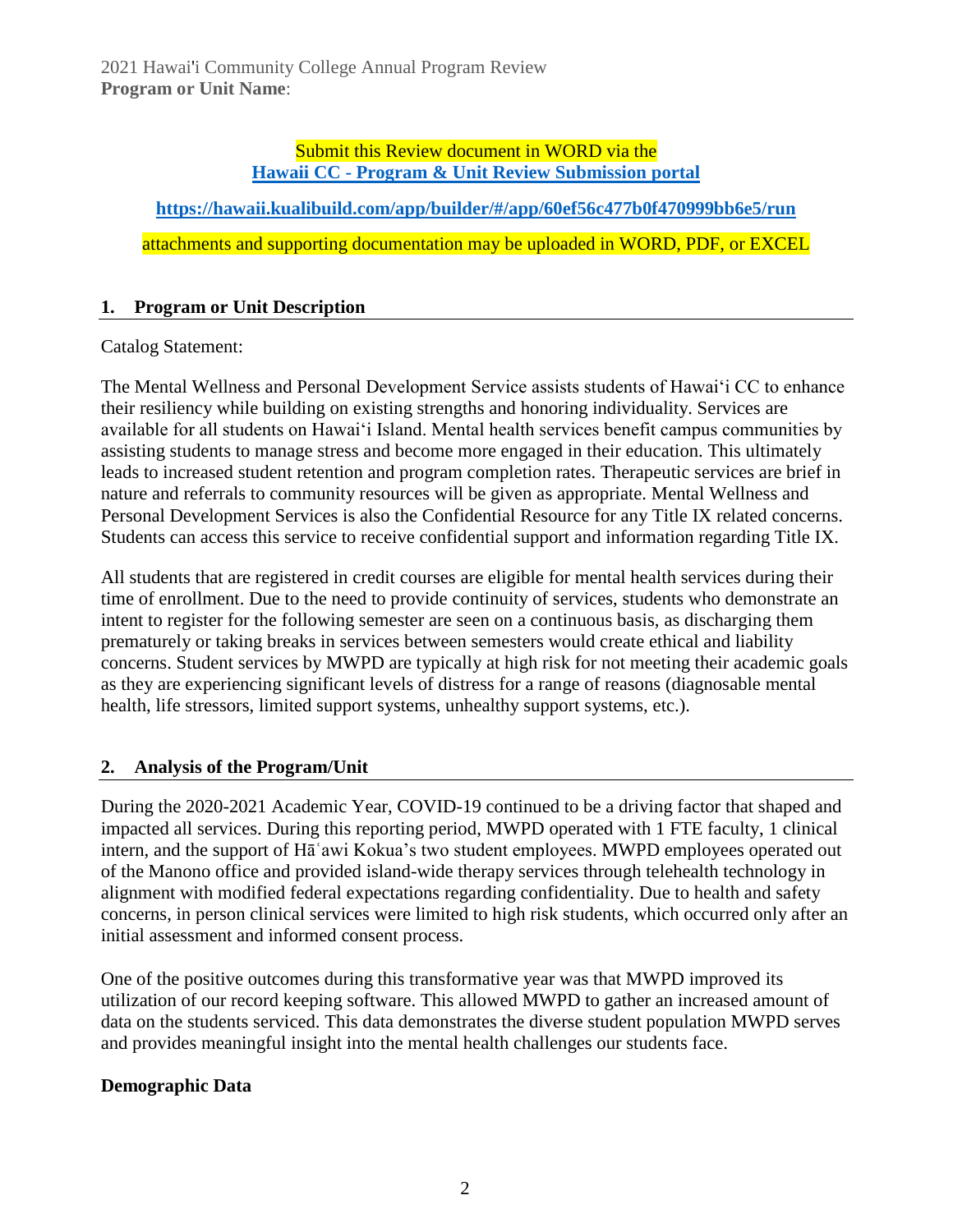Submit this Review document in WORD via the **Hawaii CC - Program & Unit Review Submission portal**

**https://hawaii.kualibuild.com/app/builder/#/app/60ef56c477b0f470999bb6e5/run**

attachments and supporting documentation may be uploaded in WORD, PDF, or EXCEL

## 1. Program or Unit Description

Catalog Statement:

The Mental Wellness and Personal Development Service assists students of Hawai‘i CC to enhance their resiliency while building on existing strengths and honoring individuality. Services are available for all students on Hawai‘i Island. Mental health services benefit campus communities by assisting students to manage stress and become more engaged in their education. This ultimately leads to increased student retention and program completion rates. Therapeutic services are brief in nature and referrals to community resources will be given as appropriate. Mental Wellness and Personal Development Services is also the Confidential Resource for any Title IX related concerns. Students can access this service to receive confidential support and information regarding Title IX.

All students that are registered in credit courses are eligible for mental health services during their time of enrollment. Due to the need to provide continuity of services, students who demonstrate an intent to register for the following semester are seen on a continuous basis, as discharging them prematurely or taking breaks in services between semesters would create ethical and liability concerns. Student services by MWPD are typically at high risk for not meeting their academic goals as they are experiencing significant levels of distress for a range of reasons (diagnosable mental health, life stressors, limited support systems, unhealthy support systems, etc.).

## 2. Analysis of the Program/Unit

During the 2020-2021 Academic Year, COVID-19 continued to be a driving factor that shaped and impacted all services. During this reporting period, MWPD operated with 1 FTE faculty, 1 clinical intern, and the support of Hāʿawi Kokua’s two student employees. MWPD employees operated out of the Manono office and provided island-wide therapy services through telehealth technology in alignment with modified federal expectations regarding confidentiality. Due to health and safety concerns, in person clinical services were limited to high risk students, which occurred only after an initial assessment and informed consent process.

One of the positive outcomes during this transformative year was that MWPD improved its utilization of our record keeping software. This allowed MWPD to gather an increased amount of data on the students serviced. This data demonstrates the diverse student population MWPD serves and provides meaningful insight into the mental health challenges our students face.

### Demographic Data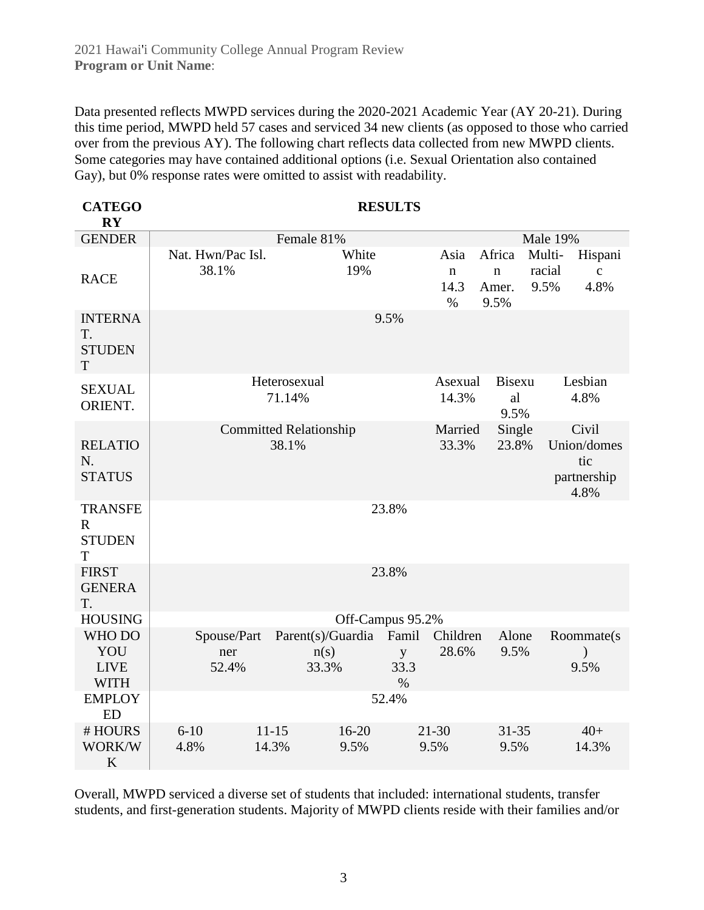2021 Hawaiʻi Community College Annual Program Review
**Program or Unit Name**:

Data presented reflects MWPD services during the 2020-2021 Academic Year (AY 20-21). During this time period, MWPD held 57 cases and serviced 34 new clients (as opposed to those who carried over from the previous AY). The following chart reflects data collected from new MWPD clients. Some categories may have contained additional options (i.e. Sexual Orientation also contained Gay), but 0% response rates were omitted to assist with readability.

| CATEGORY | RESULTS | | | | | |
|---|---|---|---|---|---|---|
| GENDER | Female 81% | | | Male 19% | | |
| RACE | Nat. Hwn/Pac Isl. 38.1% | White 19% | Asian 14.3% | African Amer. 9.5% | Multi-racial 9.5% | Hispanic 4.8% |
| INTERNAT. STUDENT | 9.5% | | | | | |
| SEXUAL ORIENT. | Heterosexual 71.14% | | Asexual 14.3% | Bisexual 9.5% | Lesbian 4.8% | |
| RELATION. STATUS | Committed Relationship 38.1% | | Married 33.3% | Single 23.8% | Civil Union/domestic partnership 4.8% | |
| TRANSFER STUDENT | 23.8% | | | | | |
| FIRST GENERAT. | 23.8% | | | | | |
| HOUSING | Off-Campus 95.2% | | | | | |
| WHO DO YOU LIVE WITH | Spouse/Partner 52.4% | Parent(s)/Guardian(s) 33.3% | Family 33.3% | Children 28.6% | Alone 9.5% | Roommate(s) 9.5% |
| EMPLOYED | 52.4% | | | | | |
| # HOURS WORK/WK | 6-10 4.8% | 11-15 14.3% | 16-20 9.5% | 21-30 9.5% | 31-35 9.5% | 40+ 14.3% |

Overall, MWPD serviced a diverse set of students that included: international students, transfer students, and first-generation students. Majority of MWPD clients reside with their families and/or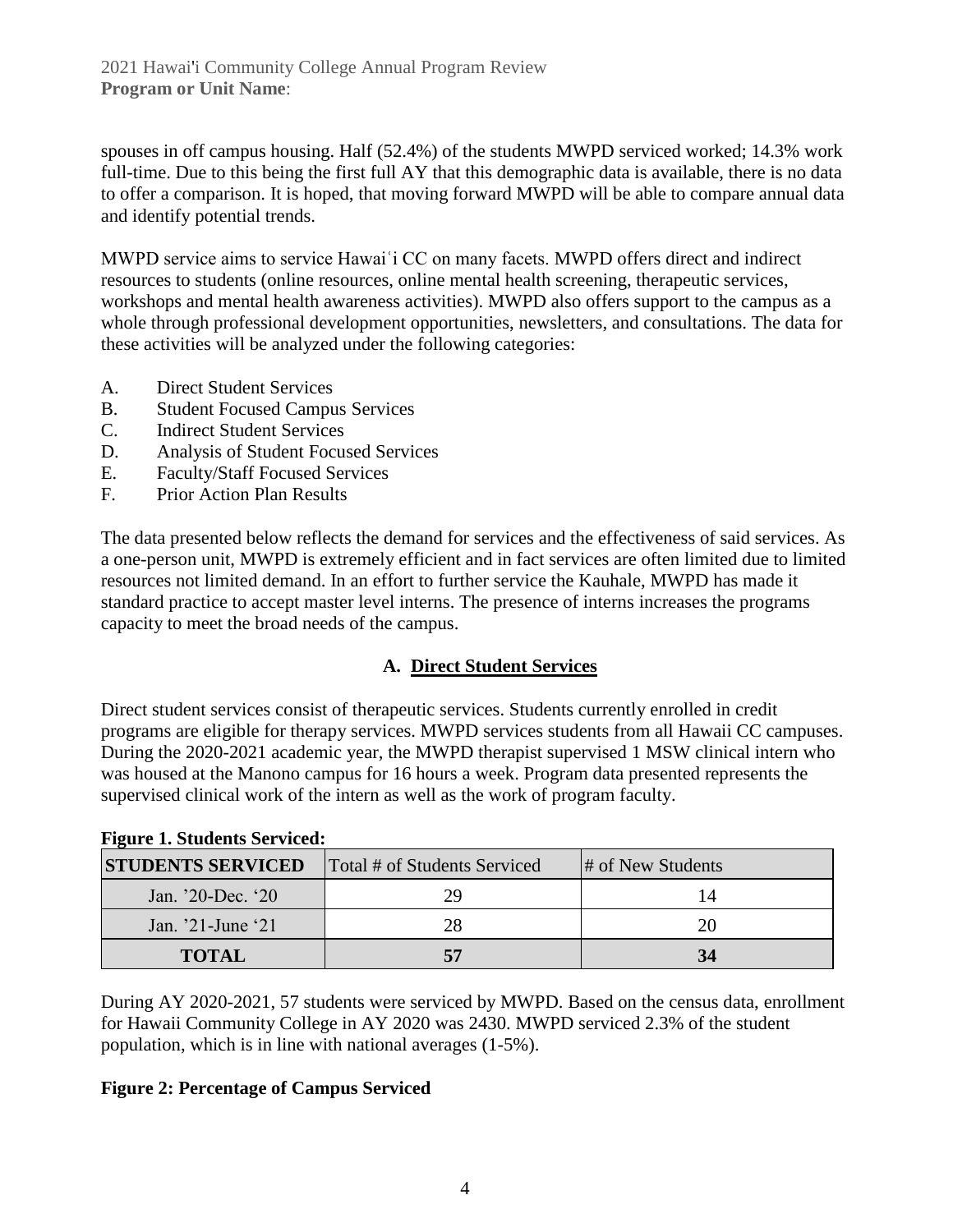spouses in off campus housing. Half (52.4%) of the students MWPD serviced worked; 14.3% work full-time. Due to this being the first full AY that this demographic data is available, there is no data to offer a comparison. It is hoped, that moving forward MWPD will be able to compare annual data and identify potential trends.

MWPD service aims to service Hawaiʿi CC on many facets. MWPD offers direct and indirect resources to students (online resources, online mental health screening, therapeutic services, workshops and mental health awareness activities). MWPD also offers support to the campus as a whole through professional development opportunities, newsletters, and consultations. The data for these activities will be analyzed under the following categories:

A. Direct Student Services
B. Student Focused Campus Services
C. Indirect Student Services
D. Analysis of Student Focused Services
E. Faculty/Staff Focused Services
F. Prior Action Plan Results

The data presented below reflects the demand for services and the effectiveness of said services. As a one-person unit, MWPD is extremely efficient and in fact services are often limited due to limited resources not limited demand. In an effort to further service the Kauhale, MWPD has made it standard practice to accept master level interns. The presence of interns increases the programs capacity to meet the broad needs of the campus.

## A. Direct Student Services

Direct student services consist of therapeutic services. Students currently enrolled in credit programs are eligible for therapy services. MWPD services students from all Hawaii CC campuses. During the 2020-2021 academic year, the MWPD therapist supervised 1 MSW clinical intern who was housed at the Manono campus for 16 hours a week. Program data presented represents the supervised clinical work of the intern as well as the work of program faculty.

**Figure 1. Students Serviced:**

| STUDENTS SERVICED | Total # of Students Serviced | # of New Students |
|---|---|---|
| Jan. '20-Dec. '20 | 29 | 14 |
| Jan. '21-June '21 | 28 | 20 |
| **TOTAL** | **57** | **34** |

During AY 2020-2021, 57 students were serviced by MWPD. Based on the census data, enrollment for Hawaii Community College in AY 2020 was 2430. MWPD serviced 2.3% of the student population, which is in line with national averages (1-5%).

**Figure 2: Percentage of Campus Serviced**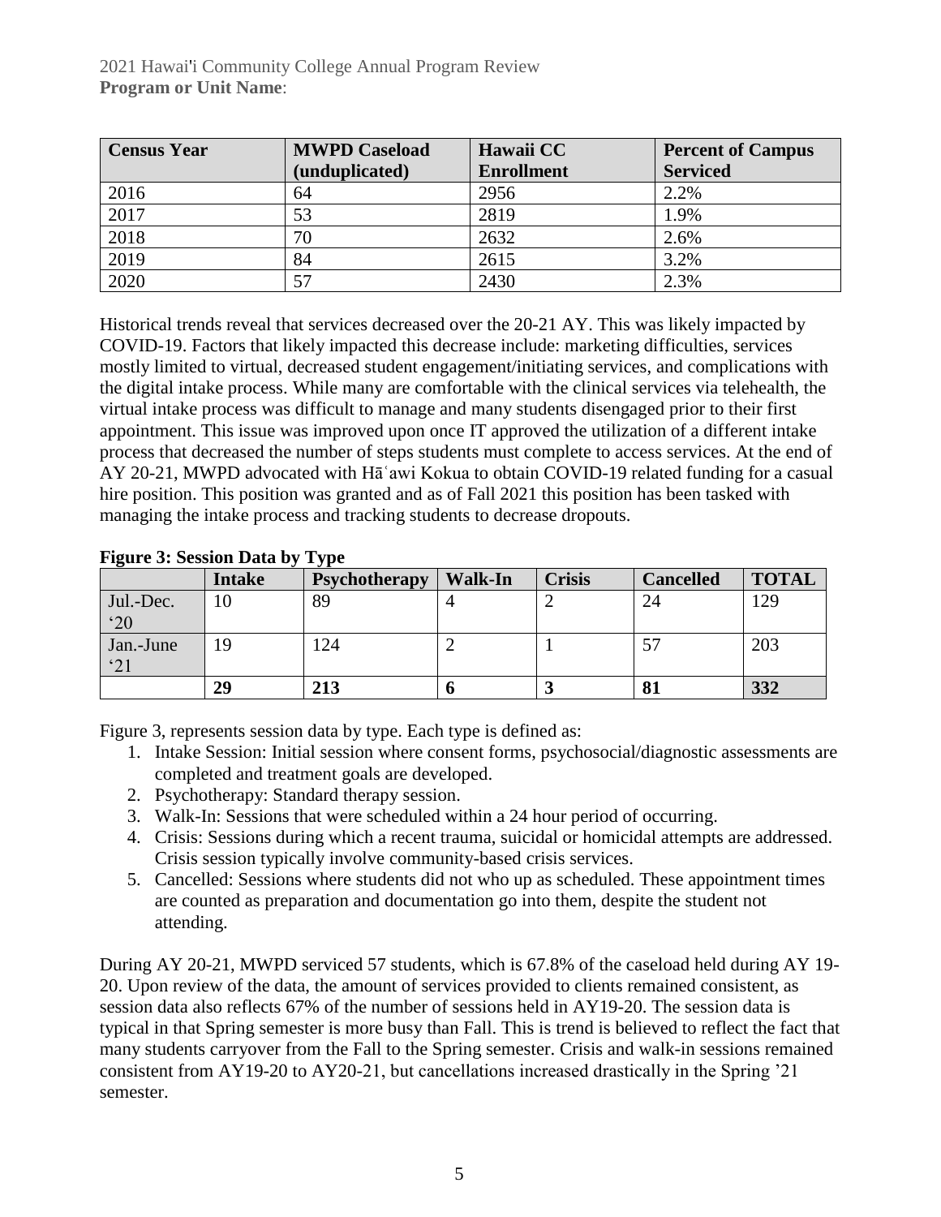| Census Year | MWPD Caseload (unduplicated) | Hawaii CC Enrollment | Percent of Campus Serviced |
|---|---|---|---|
| 2016 | 64 | 2956 | 2.2% |
| 2017 | 53 | 2819 | 1.9% |
| 2018 | 70 | 2632 | 2.6% |
| 2019 | 84 | 2615 | 3.2% |
| 2020 | 57 | 2430 | 2.3% |

Historical trends reveal that services decreased over the 20-21 AY. This was likely impacted by COVID-19. Factors that likely impacted this decrease include: marketing difficulties, services mostly limited to virtual, decreased student engagement/initiating services, and complications with the digital intake process. While many are comfortable with the clinical services via telehealth, the virtual intake process was difficult to manage and many students disengaged prior to their first appointment. This issue was improved upon once IT approved the utilization of a different intake process that decreased the number of steps students must complete to access services. At the end of AY 20-21, MWPD advocated with Hāʻawi Kokua to obtain COVID-19 related funding for a casual hire position. This position was granted and as of Fall 2021 this position has been tasked with managing the intake process and tracking students to decrease dropouts.

**Figure 3: Session Data by Type**

| | Intake | Psychotherapy | Walk-In | Crisis | Cancelled | TOTAL |
|---|---|---|---|---|---|---|
| Jul.-Dec. '20 | 10 | 89 | 4 | 2 | 24 | 129 |
| Jan.-June '21 | 19 | 124 | 2 | 1 | 57 | 203 |
| | **29** | **213** | **6** | **3** | **81** | **332** |

Figure 3, represents session data by type. Each type is defined as:

1. Intake Session: Initial session where consent forms, psychosocial/diagnostic assessments are completed and treatment goals are developed.
2. Psychotherapy: Standard therapy session.
3. Walk-In: Sessions that were scheduled within a 24 hour period of occurring.
4. Crisis: Sessions during which a recent trauma, suicidal or homicidal attempts are addressed. Crisis session typically involve community-based crisis services.
5. Cancelled: Sessions where students did not who up as scheduled. These appointment times are counted as preparation and documentation go into them, despite the student not attending.

During AY 20-21, MWPD serviced 57 students, which is 67.8% of the caseload held during AY 19-20. Upon review of the data, the amount of services provided to clients remained consistent, as session data also reflects 67% of the number of sessions held in AY19-20. The session data is typical in that Spring semester is more busy than Fall. This is trend is believed to reflect the fact that many students carryover from the Fall to the Spring semester. Crisis and walk-in sessions remained consistent from AY19-20 to AY20-21, but cancellations increased drastically in the Spring '21 semester.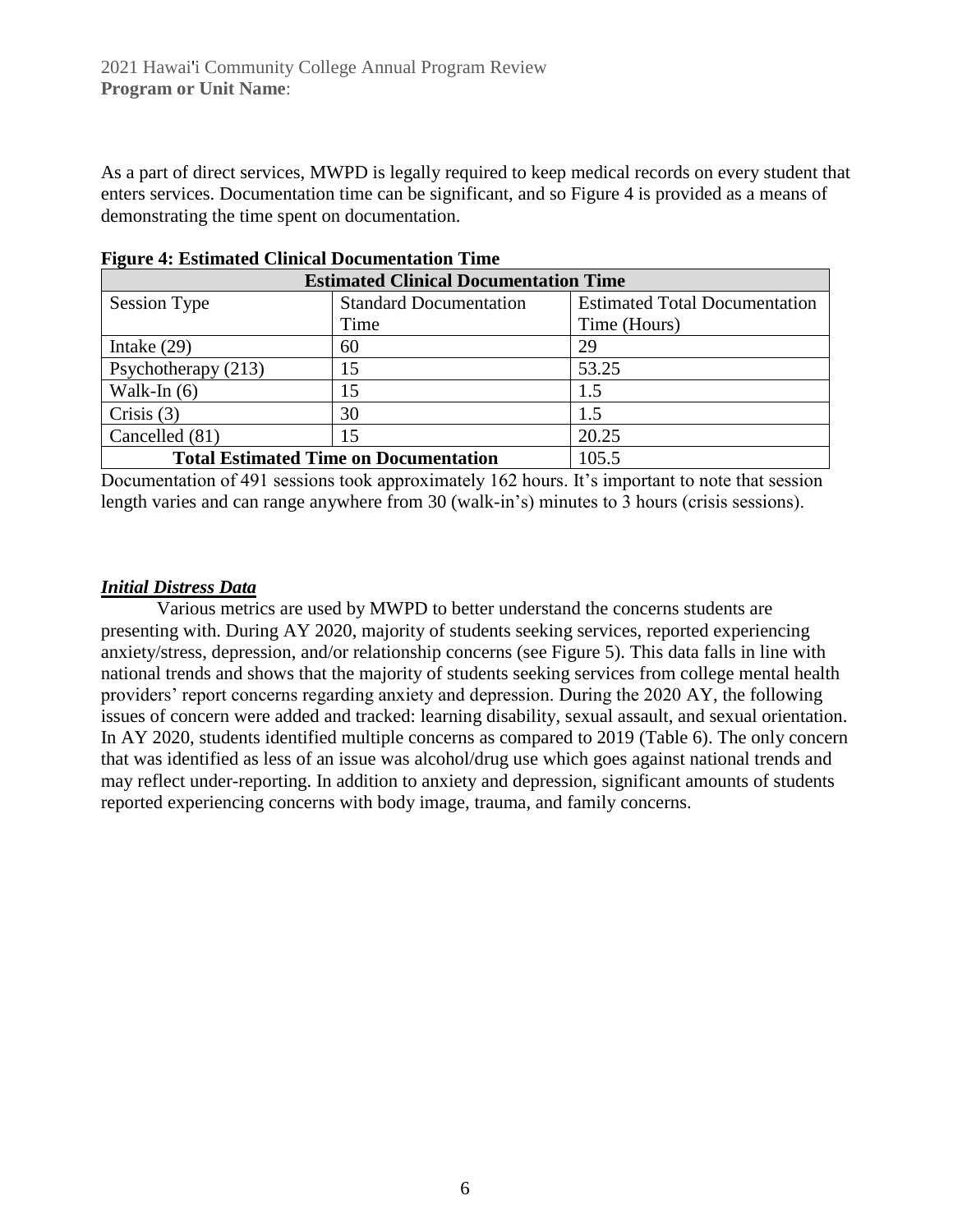As a part of direct services, MWPD is legally required to keep medical records on every student that enters services. Documentation time can be significant, and so Figure 4 is provided as a means of demonstrating the time spent on documentation.

**Figure 4: Estimated Clinical Documentation Time**

| Estimated Clinical Documentation Time | | |
|---|---|---|
| Session Type | Standard Documentation Time | Estimated Total Documentation Time (Hours) |
| Intake (29) | 60 | 29 |
| Psychotherapy (213) | 15 | 53.25 |
| Walk-In (6) | 15 | 1.5 |
| Crisis (3) | 30 | 1.5 |
| Cancelled (81) | 15 | 20.25 |
| **Total Estimated Time on Documentation** | | 105.5 |

Documentation of 491 sessions took approximately 162 hours. It's important to note that session length varies and can range anywhere from 30 (walk-in's) minutes to 3 hours (crisis sessions).

### ***Initial Distress Data***

Various metrics are used by MWPD to better understand the concerns students are presenting with. During AY 2020, majority of students seeking services, reported experiencing anxiety/stress, depression, and/or relationship concerns (see Figure 5). This data falls in line with national trends and shows that the majority of students seeking services from college mental health providers' report concerns regarding anxiety and depression. During the 2020 AY, the following issues of concern were added and tracked: learning disability, sexual assault, and sexual orientation. In AY 2020, students identified multiple concerns as compared to 2019 (Table 6). The only concern that was identified as less of an issue was alcohol/drug use which goes against national trends and may reflect under-reporting. In addition to anxiety and depression, significant amounts of students reported experiencing concerns with body image, trauma, and family concerns.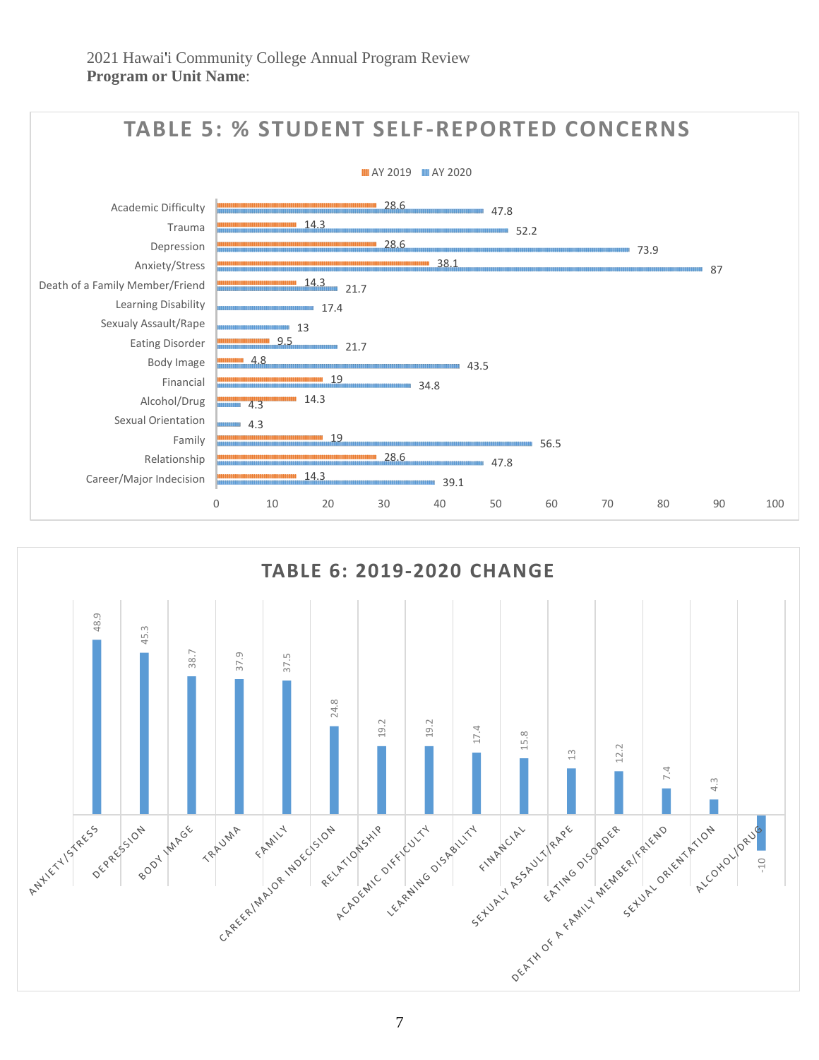2021 Hawai'i Community College Annual Program Review
**Program or Unit Name**:

## TABLE 5: % STUDENT SELF-REPORTED CONCERNS

| Concern | AY 2019 | AY 2020 |
| --- | --- | --- |
| Academic Difficulty | 28.6 | 47.8 |
| Trauma | 14.3 | 52.2 |
| Depression | 28.6 | 73.9 |
| Anxiety/Stress | 38.1 | 87 |
| Death of a Family Member/Friend | 14.3 | 21.7 |
| Learning Disability | | 17.4 |
| Sexualy Assault/Rape | | 13 |
| Eating Disorder | 9.5 | 21.7 |
| Body Image | 4.8 | 43.5 |
| Financial | 19 | 34.8 |
| Alcohol/Drug | 14.3 | 4.3 |
| Sexual Orientation | | 4.3 |
| Family | 19 | 56.5 |
| Relationship | 28.6 | 47.8 |
| Career/Major Indecision | 14.3 | 39.1 |

## TABLE 6: 2019-2020 CHANGE

| Concern | Change |
| --- | --- |
| Anxiety/Stress | 48.9 |
| Depression | 45.3 |
| Body Image | 38.7 |
| Trauma | 37.9 |
| Family | 37.5 |
| Career/Major Indecision | 24.8 |
| Relationship | 19.2 |
| Academic Difficulty | 19.2 |
| Learning Disability | 17.4 |
| Financial | 15.8 |
| Sexualy Assault/Rape | 13 |
| Eating Disorder | 12.2 |
| Death of a Family Member/Friend | 7.4 |
| Sexual Orientation | 4.3 |
| Alcohol/Drug | -10 |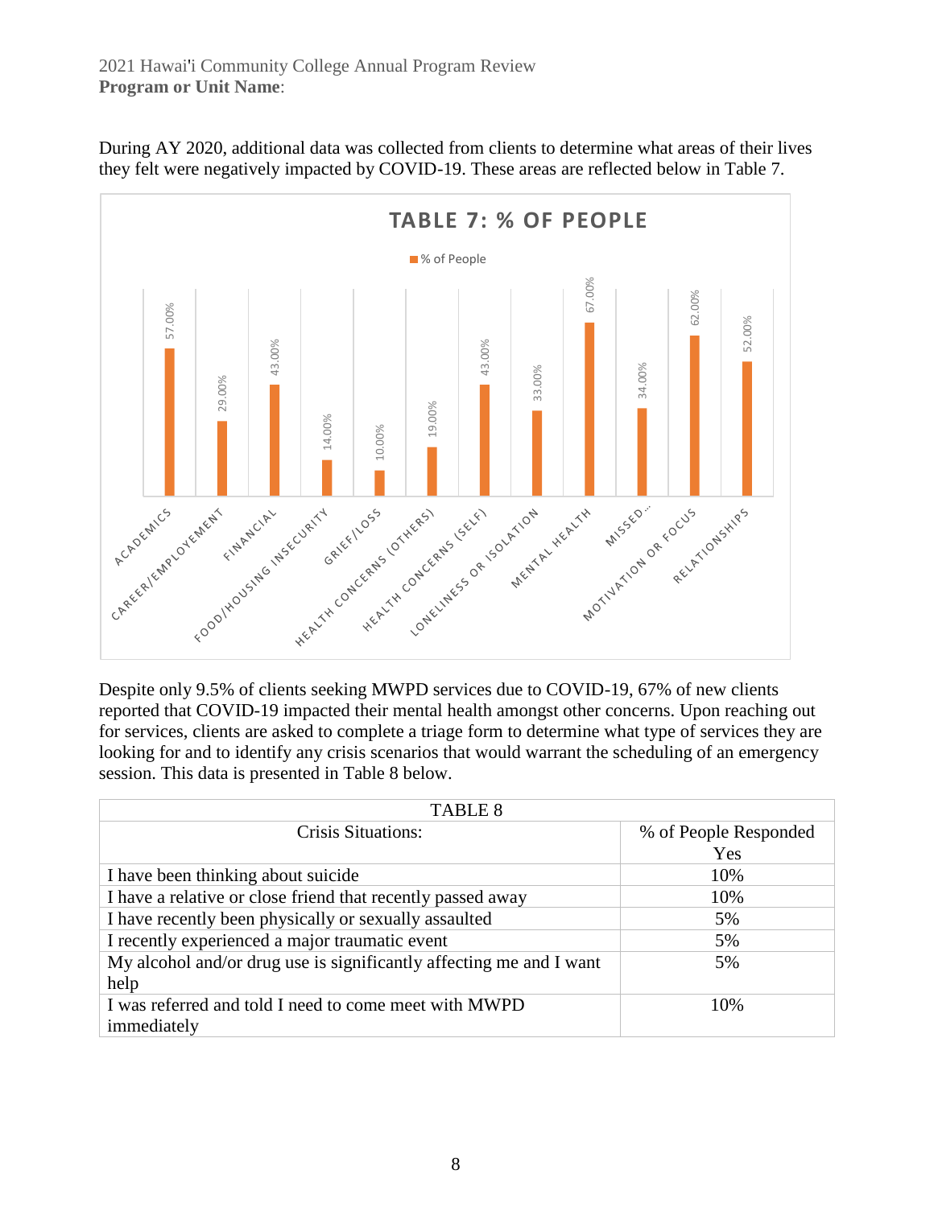During AY 2020, additional data was collected from clients to determine what areas of their lives they felt were negatively impacted by COVID-19. These areas are reflected below in Table 7.

**TABLE 7: % OF PEOPLE**

| Area | % of People |
|---|---|
| ACADEMICS | 57.00% |
| CAREER/EMPLOYEMENT | 29.00% |
| FINANCIAL | 43.00% |
| FOOD/HOUSING INSECURITY | 14.00% |
| GRIEF/LOSS | 10.00% |
| HEALTH CONCERNS (OTHERS) | 19.00% |
| HEALTH CONCERNS (SELF) | 43.00% |
| LONELINESS OR ISOLATION | 33.00% |
| MENTAL HEALTH | 67.00% |
| MISSED… | 34.00% |
| MOTIVATION OR FOCUS | 62.00% |
| RELATIONSHIPS | 52.00% |

Despite only 9.5% of clients seeking MWPD services due to COVID-19, 67% of new clients reported that COVID-19 impacted their mental health amongst other concerns. Upon reaching out for services, clients are asked to complete a triage form to determine what type of services they are looking for and to identify any crisis scenarios that would warrant the scheduling of an emergency session. This data is presented in Table 8 below.

| TABLE 8 | |
|---|---|
| Crisis Situations: | % of People Responded Yes |
| I have been thinking about suicide | 10% |
| I have a relative or close friend that recently passed away | 10% |
| I have recently been physically or sexually assaulted | 5% |
| I recently experienced a major traumatic event | 5% |
| My alcohol and/or drug use is significantly affecting me and I want help | 5% |
| I was referred and told I need to come meet with MWPD immediately | 10% |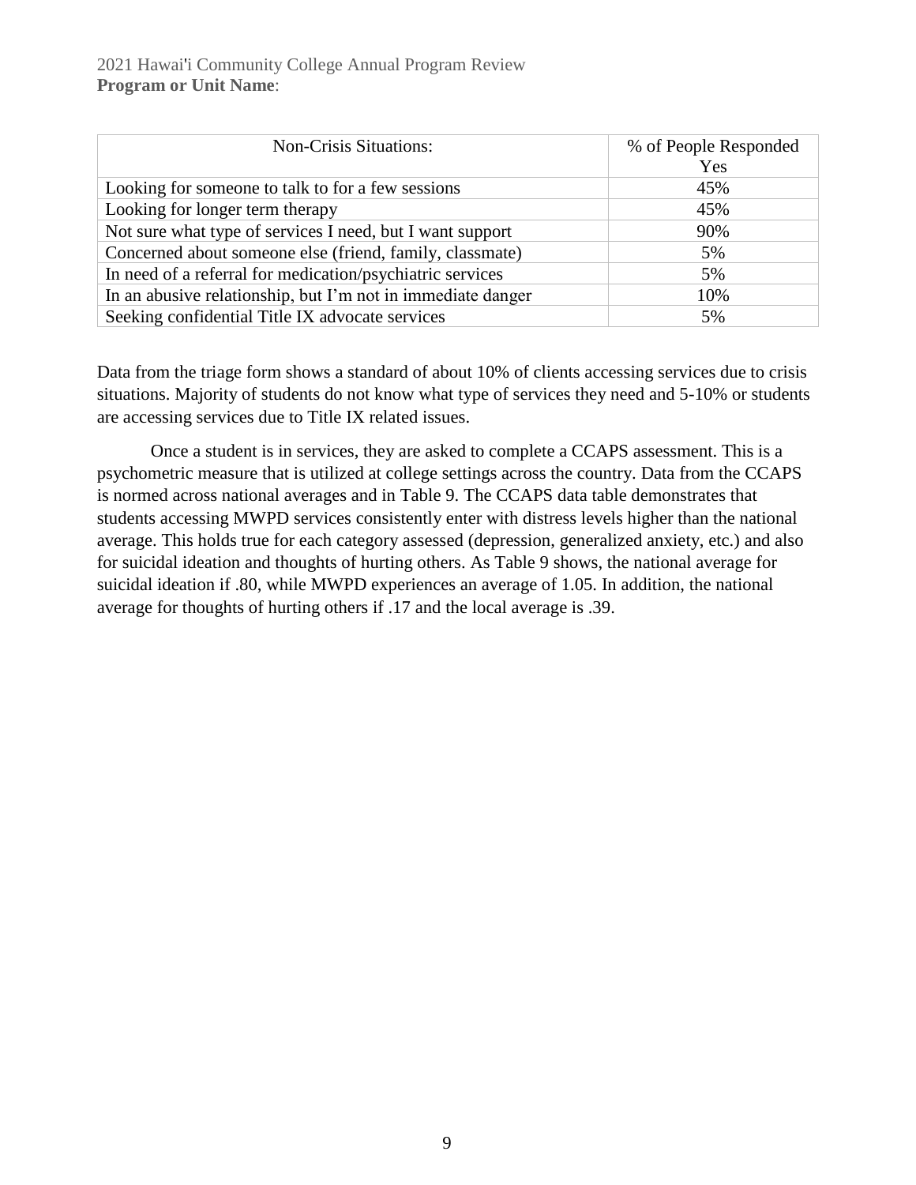| Non-Crisis Situations: | % of People Responded Yes |
|---|---|
| Looking for someone to talk to for a few sessions | 45% |
| Looking for longer term therapy | 45% |
| Not sure what type of services I need, but I want support | 90% |
| Concerned about someone else (friend, family, classmate) | 5% |
| In need of a referral for medication/psychiatric services | 5% |
| In an abusive relationship, but I'm not in immediate danger | 10% |
| Seeking confidential Title IX advocate services | 5% |

Data from the triage form shows a standard of about 10% of clients accessing services due to crisis situations. Majority of students do not know what type of services they need and 5-10% or students are accessing services due to Title IX related issues.

Once a student is in services, they are asked to complete a CCAPS assessment. This is a psychometric measure that is utilized at college settings across the country. Data from the CCAPS is normed across national averages and in Table 9. The CCAPS data table demonstrates that students accessing MWPD services consistently enter with distress levels higher than the national average. This holds true for each category assessed (depression, generalized anxiety, etc.) and also for suicidal ideation and thoughts of hurting others. As Table 9 shows, the national average for suicidal ideation if .80, while MWPD experiences an average of 1.05. In addition, the national average for thoughts of hurting others if .17 and the local average is .39.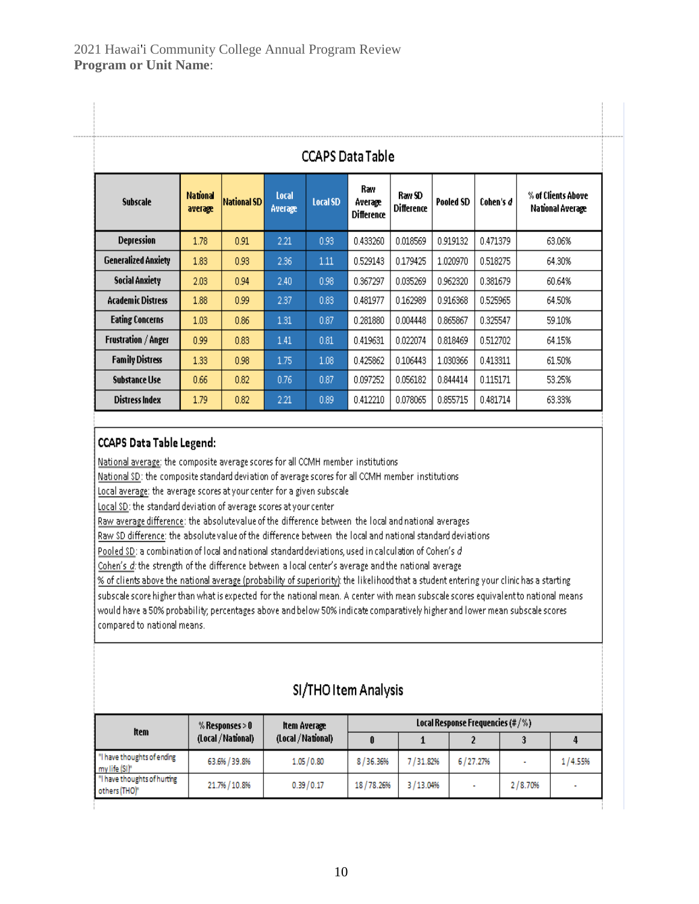## CCAPS Data Table

| Subscale | National average | National SD | Local Average | Local SD | Raw Average Difference | Raw SD Difference | Pooled SD | Cohen's *d* | % of Clients Above National Average |
|---|---|---|---|---|---|---|---|---|---|
| Depression | 1.78 | 0.91 | 2.21 | 0.93 | 0.433260 | 0.018569 | 0.919132 | 0.471379 | 63.06% |
| Generalized Anxiety | 1.83 | 0.93 | 2.36 | 1.11 | 0.529143 | 0.179425 | 1.020970 | 0.518275 | 64.30% |
| Social Anxiety | 2.03 | 0.94 | 2.40 | 0.98 | 0.367297 | 0.035269 | 0.962320 | 0.381679 | 60.64% |
| Academic Distress | 1.88 | 0.99 | 2.37 | 0.83 | 0.481977 | 0.162989 | 0.916368 | 0.525965 | 64.50% |
| Eating Concerns | 1.03 | 0.86 | 1.31 | 0.87 | 0.281880 | 0.004448 | 0.865867 | 0.325547 | 59.10% |
| Frustration / Anger | 0.99 | 0.83 | 1.41 | 0.81 | 0.419631 | 0.022074 | 0.818469 | 0.512702 | 64.15% |
| Family Distress | 1.33 | 0.98 | 1.75 | 1.08 | 0.425862 | 0.106443 | 1.030366 | 0.413311 | 61.50% |
| Substance Use | 0.66 | 0.82 | 0.76 | 0.87 | 0.097252 | 0.056182 | 0.844414 | 0.115171 | 53.25% |
| Distress Index | 1.79 | 0.82 | 2.21 | 0.89 | 0.412210 | 0.078065 | 0.855715 | 0.481714 | 63.33% |

### CCAPS Data Table Legend:

National average: the composite average scores for all CCMH member institutions
National SD: the composite standard deviation of average scores for all CCMH member institutions
Local average: the average scores at your center for a given subscale
Local SD: the standard deviation of average scores at your center
Raw average difference: the absolute value of the difference between the local and national averages
Raw SD difference: the absolute value of the difference between the local and national standard deviations
Pooled SD: a combination of local and national standard deviations, used in calculation of Cohen's *d*
Cohen's *d*: the strength of the difference between a local center's average and the national average
% of clients above the national average (probability of superiority): the likelihood that a student entering your clinic has a starting subscale score higher than what is expected for the national mean. A center with mean subscale scores equivalent to national means would have a 50% probability; percentages above and below 50% indicate comparatively higher and lower mean subscale scores compared to national means.

## SI/THO Item Analysis

| Item | % Responses > 0 (Local / National) | Item Average (Local / National) | Local Response Frequencies (# / %) | | | | |
|---|---|---|---|---|---|---|---|
| | | | 0 | 1 | 2 | 3 | 4 |
| "I have thoughts of ending my life (SI)" | 63.6% / 39.8% | 1.05 / 0.80 | 8 / 36.36% | 7 / 31.82% | 6 / 27.27% | - | 1 / 4.55% |
| "I have thoughts of hurting others (THO)" | 21.7% / 10.8% | 0.39 / 0.17 | 18 / 78.26% | 3 / 13.04% | - | 2 / 8.70% | - |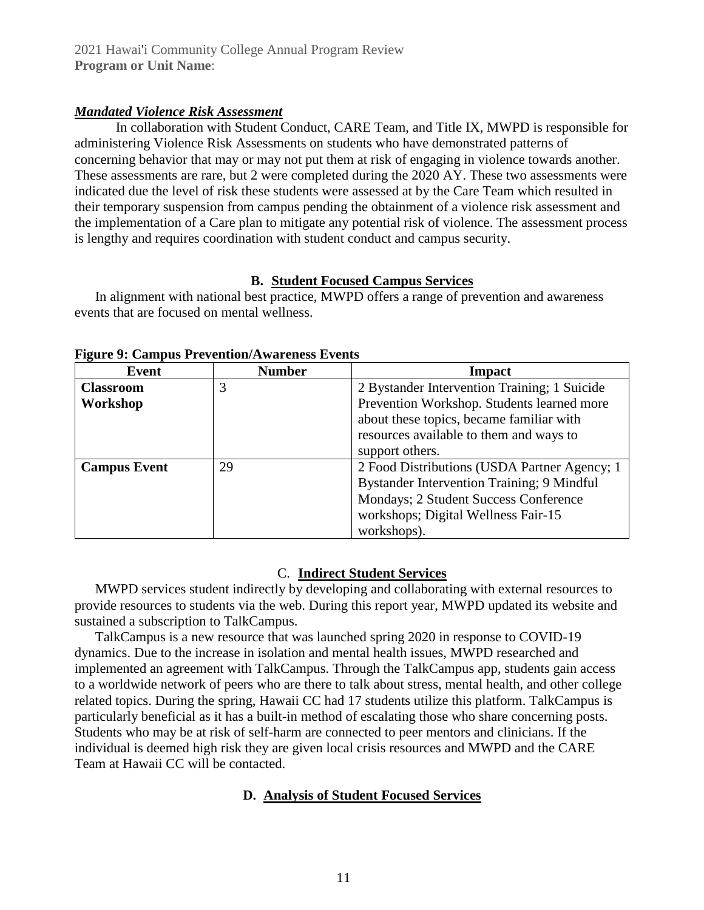### ***Mandated Violence Risk Assessment***

In collaboration with Student Conduct, CARE Team, and Title IX, MWPD is responsible for administering Violence Risk Assessments on students who have demonstrated patterns of concerning behavior that may or may not put them at risk of engaging in violence towards another. These assessments are rare, but 2 were completed during the 2020 AY. These two assessments were indicated due the level of risk these students were assessed at by the Care Team which resulted in their temporary suspension from campus pending the obtainment of a violence risk assessment and the implementation of a Care plan to mitigate any potential risk of violence. The assessment process is lengthy and requires coordination with student conduct and campus security.

## B. Student Focused Campus Services

In alignment with national best practice, MWPD offers a range of prevention and awareness events that are focused on mental wellness.

**Figure 9: Campus Prevention/Awareness Events**

| Event | Number | Impact |
|---|---|---|
| **Classroom Workshop** | 3 | 2 Bystander Intervention Training; 1 Suicide Prevention Workshop. Students learned more about these topics, became familiar with resources available to them and ways to support others. |
| **Campus Event** | 29 | 2 Food Distributions (USDA Partner Agency; 1 Bystander Intervention Training; 9 Mindful Mondays; 2 Student Success Conference workshops; Digital Wellness Fair-15 workshops). |

## C. Indirect Student Services

MWPD services student indirectly by developing and collaborating with external resources to provide resources to students via the web. During this report year, MWPD updated its website and sustained a subscription to TalkCampus.

TalkCampus is a new resource that was launched spring 2020 in response to COVID-19 dynamics. Due to the increase in isolation and mental health issues, MWPD researched and implemented an agreement with TalkCampus. Through the TalkCampus app, students gain access to a worldwide network of peers who are there to talk about stress, mental health, and other college related topics. During the spring, Hawaii CC had 17 students utilize this platform. TalkCampus is particularly beneficial as it has a built-in method of escalating those who share concerning posts. Students who may be at risk of self-harm are connected to peer mentors and clinicians. If the individual is deemed high risk they are given local crisis resources and MWPD and the CARE Team at Hawaii CC will be contacted.

## D. Analysis of Student Focused Services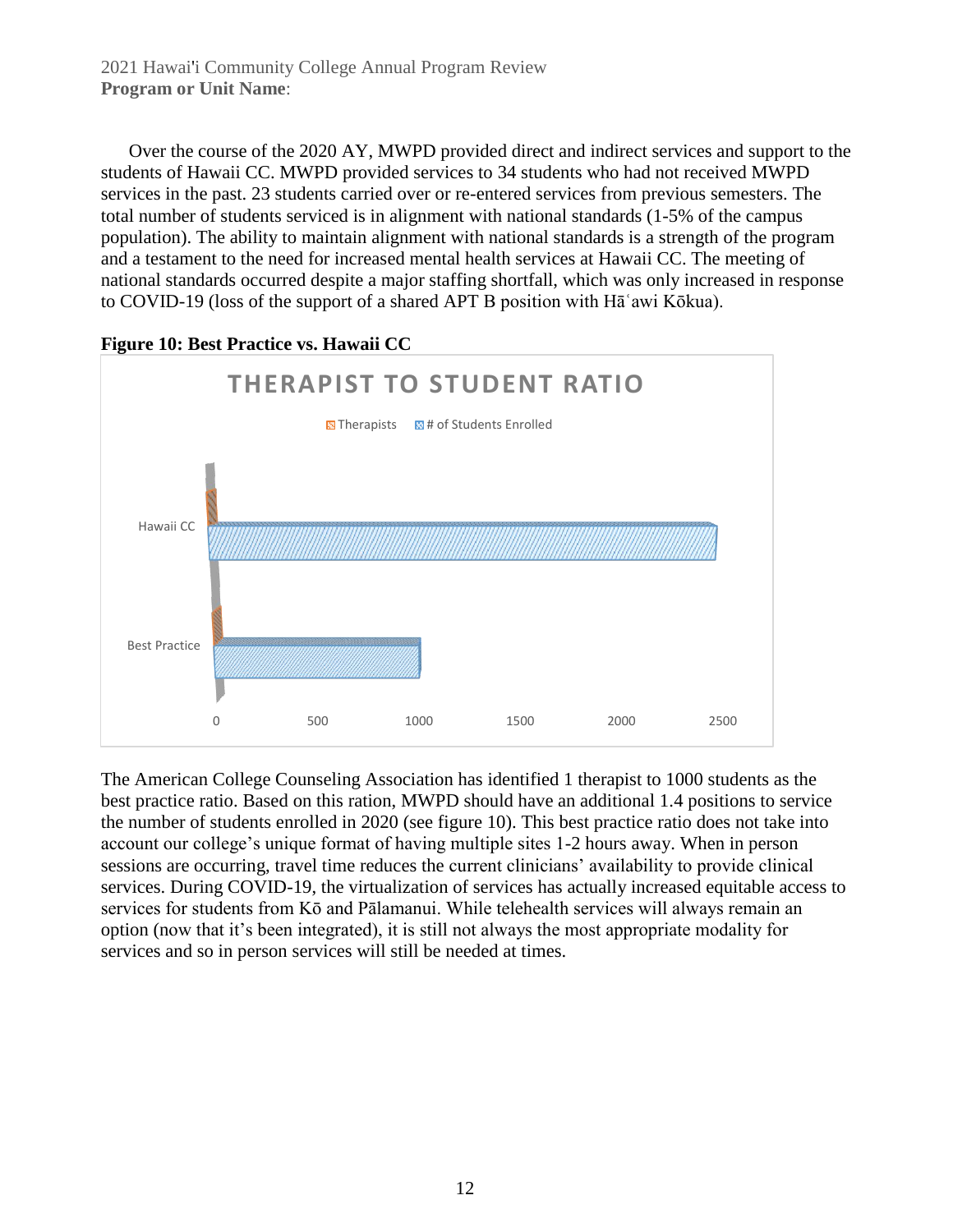Over the course of the 2020 AY, MWPD provided direct and indirect services and support to the students of Hawaii CC. MWPD provided services to 34 students who had not received MWPD services in the past. 23 students carried over or re-entered services from previous semesters. The total number of students serviced is in alignment with national standards (1-5% of the campus population). The ability to maintain alignment with national standards is a strength of the program and a testament to the need for increased mental health services at Hawaii CC. The meeting of national standards occurred despite a major staffing shortfall, which was only increased in response to COVID-19 (loss of the support of a shared APT B position with Hāʿawi Kōkua).

**Figure 10: Best Practice vs. Hawaii CC**

THERAPIST TO STUDENT RATIO

Therapists | # of Students Enrolled

Hawaii CC

Best Practice

0 500 1000 1500 2000 2500

The American College Counseling Association has identified 1 therapist to 1000 students as the best practice ratio. Based on this ration, MWPD should have an additional 1.4 positions to service the number of students enrolled in 2020 (see figure 10). This best practice ratio does not take into account our college's unique format of having multiple sites 1-2 hours away. When in person sessions are occurring, travel time reduces the current clinicians' availability to provide clinical services. During COVID-19, the virtualization of services has actually increased equitable access to services for students from Kō and Pālamanui. While telehealth services will always remain an option (now that it's been integrated), it is still not always the most appropriate modality for services and so in person services will still be needed at times.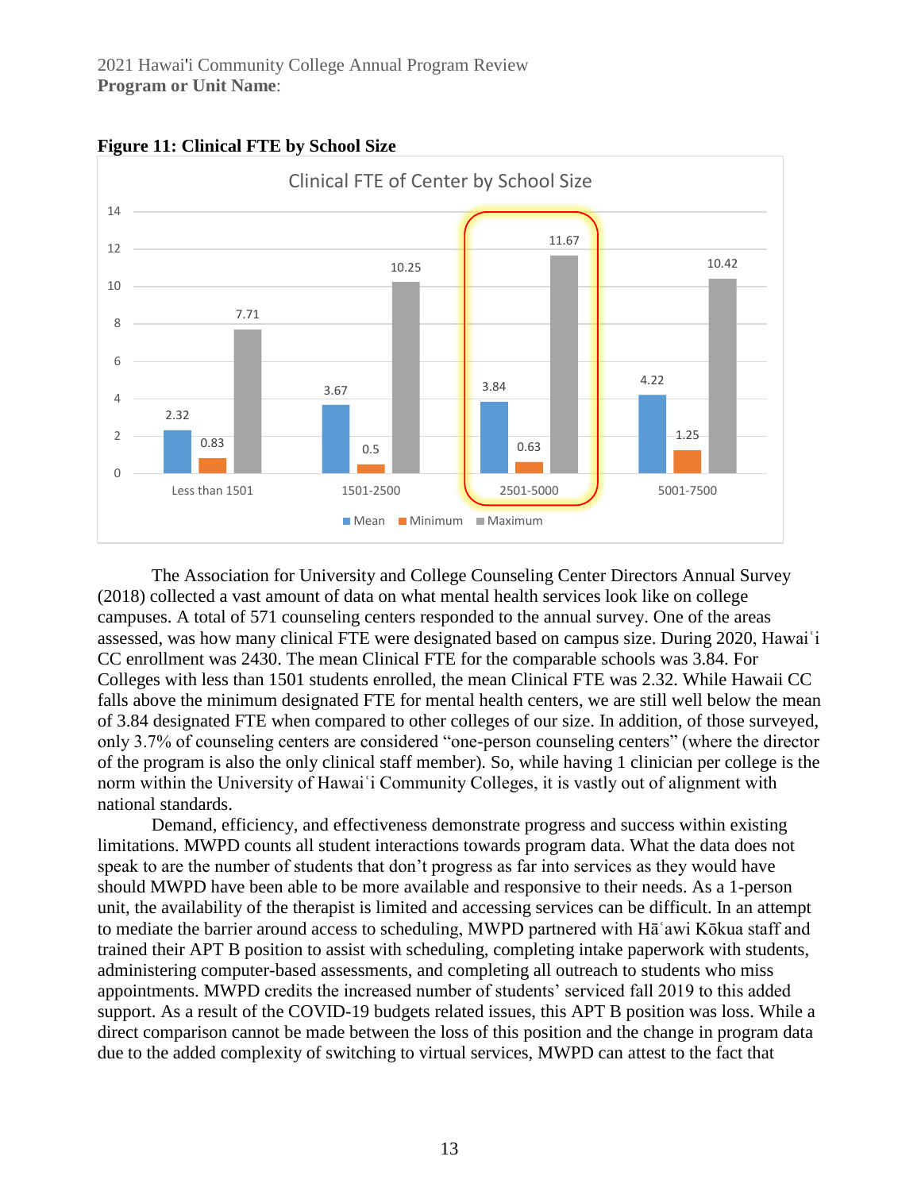**Figure 11: Clinical FTE by School Size**

Clinical FTE of Center by School Size

| School Size | Mean | Minimum | Maximum |
|---|---|---|---|
| Less than 1501 | 2.32 | 0.83 | 7.71 |
| 1501-2500 | 3.67 | 0.5 | 10.25 |
| 2501-5000 | 3.84 | 0.63 | 11.67 |
| 5001-7500 | 4.22 | 1.25 | 10.42 |

The Association for University and College Counseling Center Directors Annual Survey (2018) collected a vast amount of data on what mental health services look like on college campuses. A total of 571 counseling centers responded to the annual survey. One of the areas assessed, was how many clinical FTE were designated based on campus size. During 2020, Hawaiʿi CC enrollment was 2430. The mean Clinical FTE for the comparable schools was 3.84. For Colleges with less than 1501 students enrolled, the mean Clinical FTE was 2.32. While Hawaii CC falls above the minimum designated FTE for mental health centers, we are still well below the mean of 3.84 designated FTE when compared to other colleges of our size. In addition, of those surveyed, only 3.7% of counseling centers are considered "one-person counseling centers" (where the director of the program is also the only clinical staff member). So, while having 1 clinician per college is the norm within the University of Hawaiʿi Community Colleges, it is vastly out of alignment with national standards.

Demand, efficiency, and effectiveness demonstrate progress and success within existing limitations. MWPD counts all student interactions towards program data. What the data does not speak to are the number of students that don't progress as far into services as they would have should MWPD have been able to be more available and responsive to their needs. As a 1-person unit, the availability of the therapist is limited and accessing services can be difficult. In an attempt to mediate the barrier around access to scheduling, MWPD partnered with Hāʿawi Kōkua staff and trained their APT B position to assist with scheduling, completing intake paperwork with students, administering computer-based assessments, and completing all outreach to students who miss appointments. MWPD credits the increased number of students' serviced fall 2019 to this added support. As a result of the COVID-19 budgets related issues, this APT B position was loss. While a direct comparison cannot be made between the loss of this position and the change in program data due to the added complexity of switching to virtual services, MWPD can attest to the fact that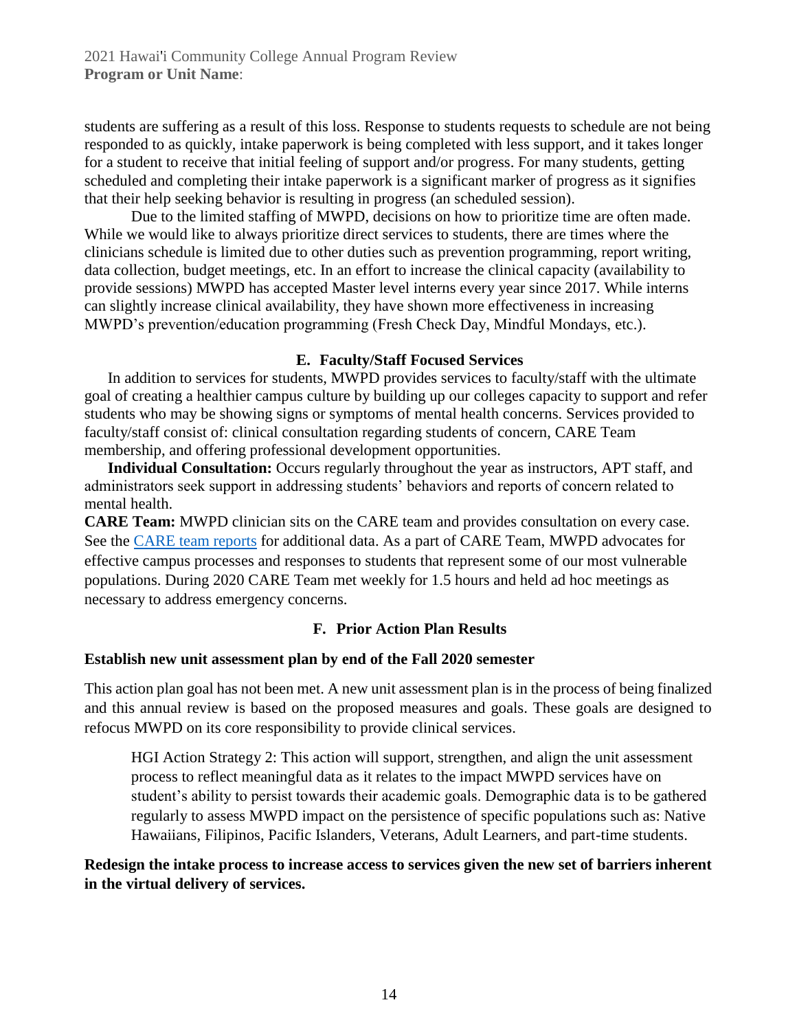students are suffering as a result of this loss. Response to students requests to schedule are not being responded to as quickly, intake paperwork is being completed with less support, and it takes longer for a student to receive that initial feeling of support and/or progress. For many students, getting scheduled and completing their intake paperwork is a significant marker of progress as it signifies that their help seeking behavior is resulting in progress (an scheduled session).

Due to the limited staffing of MWPD, decisions on how to prioritize time are often made. While we would like to always prioritize direct services to students, there are times where the clinicians schedule is limited due to other duties such as prevention programming, report writing, data collection, budget meetings, etc. In an effort to increase the clinical capacity (availability to provide sessions) MWPD has accepted Master level interns every year since 2017. While interns can slightly increase clinical availability, they have shown more effectiveness in increasing MWPD's prevention/education programming (Fresh Check Day, Mindful Mondays, etc.).

### E. Faculty/Staff Focused Services

In addition to services for students, MWPD provides services to faculty/staff with the ultimate goal of creating a healthier campus culture by building up our colleges capacity to support and refer students who may be showing signs or symptoms of mental health concerns. Services provided to faculty/staff consist of: clinical consultation regarding students of concern, CARE Team membership, and offering professional development opportunities.

**Individual Consultation:** Occurs regularly throughout the year as instructors, APT staff, and administrators seek support in addressing students' behaviors and reports of concern related to mental health.

**CARE Team:** MWPD clinician sits on the CARE team and provides consultation on every case. See the CARE team reports for additional data. As a part of CARE Team, MWPD advocates for effective campus processes and responses to students that represent some of our most vulnerable populations. During 2020 CARE Team met weekly for 1.5 hours and held ad hoc meetings as necessary to address emergency concerns.

### F. Prior Action Plan Results

**Establish new unit assessment plan by end of the Fall 2020 semester**

This action plan goal has not been met. A new unit assessment plan is in the process of being finalized and this annual review is based on the proposed measures and goals. These goals are designed to refocus MWPD on its core responsibility to provide clinical services.

> HGI Action Strategy 2: This action will support, strengthen, and align the unit assessment process to reflect meaningful data as it relates to the impact MWPD services have on student's ability to persist towards their academic goals. Demographic data is to be gathered regularly to assess MWPD impact on the persistence of specific populations such as: Native Hawaiians, Filipinos, Pacific Islanders, Veterans, Adult Learners, and part-time students.

**Redesign the intake process to increase access to services given the new set of barriers inherent in the virtual delivery of services.**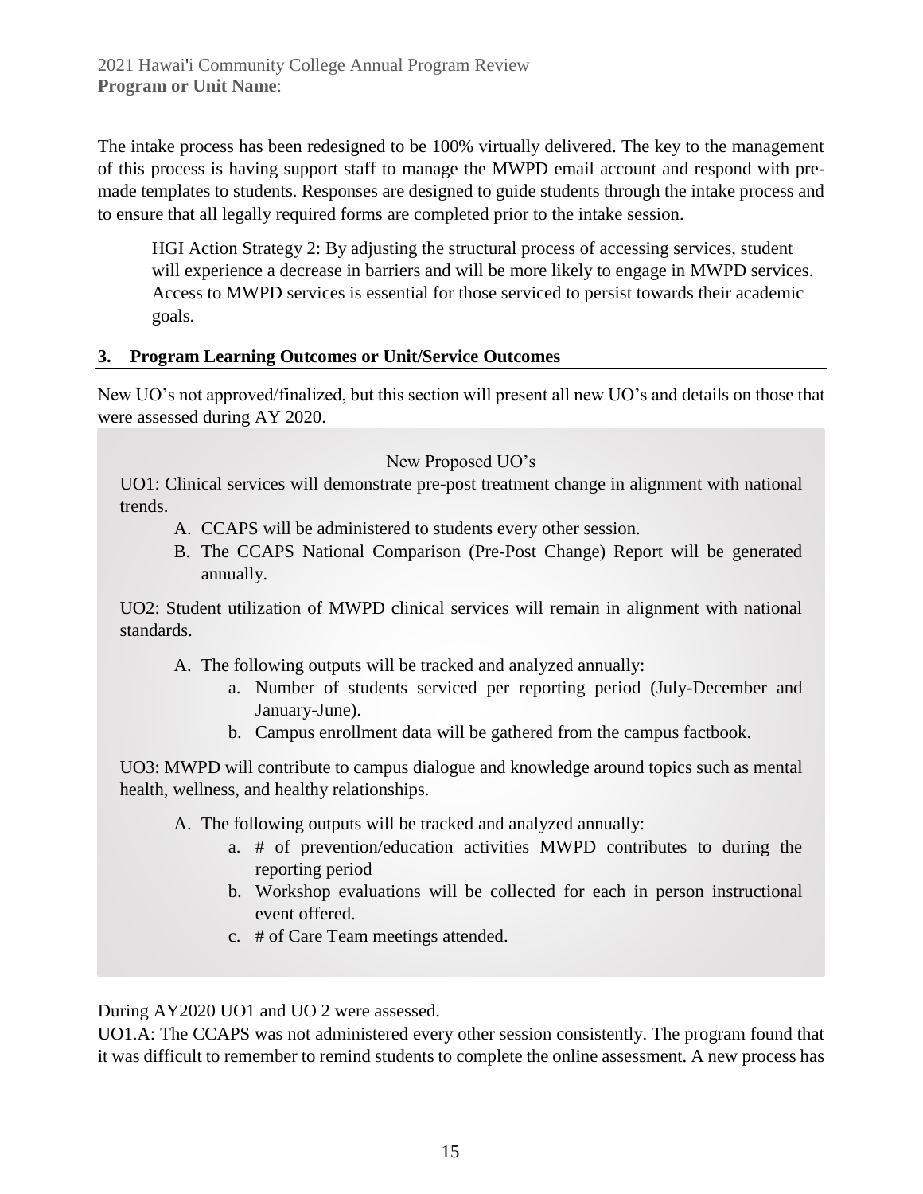The intake process has been redesigned to be 100% virtually delivered. The key to the management of this process is having support staff to manage the MWPD email account and respond with pre-made templates to students. Responses are designed to guide students through the intake process and to ensure that all legally required forms are completed prior to the intake session.

> HGI Action Strategy 2: By adjusting the structural process of accessing services, student will experience a decrease in barriers and will be more likely to engage in MWPD services. Access to MWPD services is essential for those serviced to persist towards their academic goals.

## 3. Program Learning Outcomes or Unit/Service Outcomes

New UO's not approved/finalized, but this section will present all new UO's and details on those that were assessed during AY 2020.

New Proposed UO's

UO1: Clinical services will demonstrate pre-post treatment change in alignment with national trends.

A. CCAPS will be administered to students every other session.
B. The CCAPS National Comparison (Pre-Post Change) Report will be generated annually.

UO2: Student utilization of MWPD clinical services will remain in alignment with national standards.

A. The following outputs will be tracked and analyzed annually:
   a. Number of students serviced per reporting period (July-December and January-June).
   b. Campus enrollment data will be gathered from the campus factbook.

UO3: MWPD will contribute to campus dialogue and knowledge around topics such as mental health, wellness, and healthy relationships.

A. The following outputs will be tracked and analyzed annually:
   a. # of prevention/education activities MWPD contributes to during the reporting period
   b. Workshop evaluations will be collected for each in person instructional event offered.
   c. # of Care Team meetings attended.

During AY2020 UO1 and UO 2 were assessed.

UO1.A: The CCAPS was not administered every other session consistently. The program found that it was difficult to remember to remind students to complete the online assessment. A new process has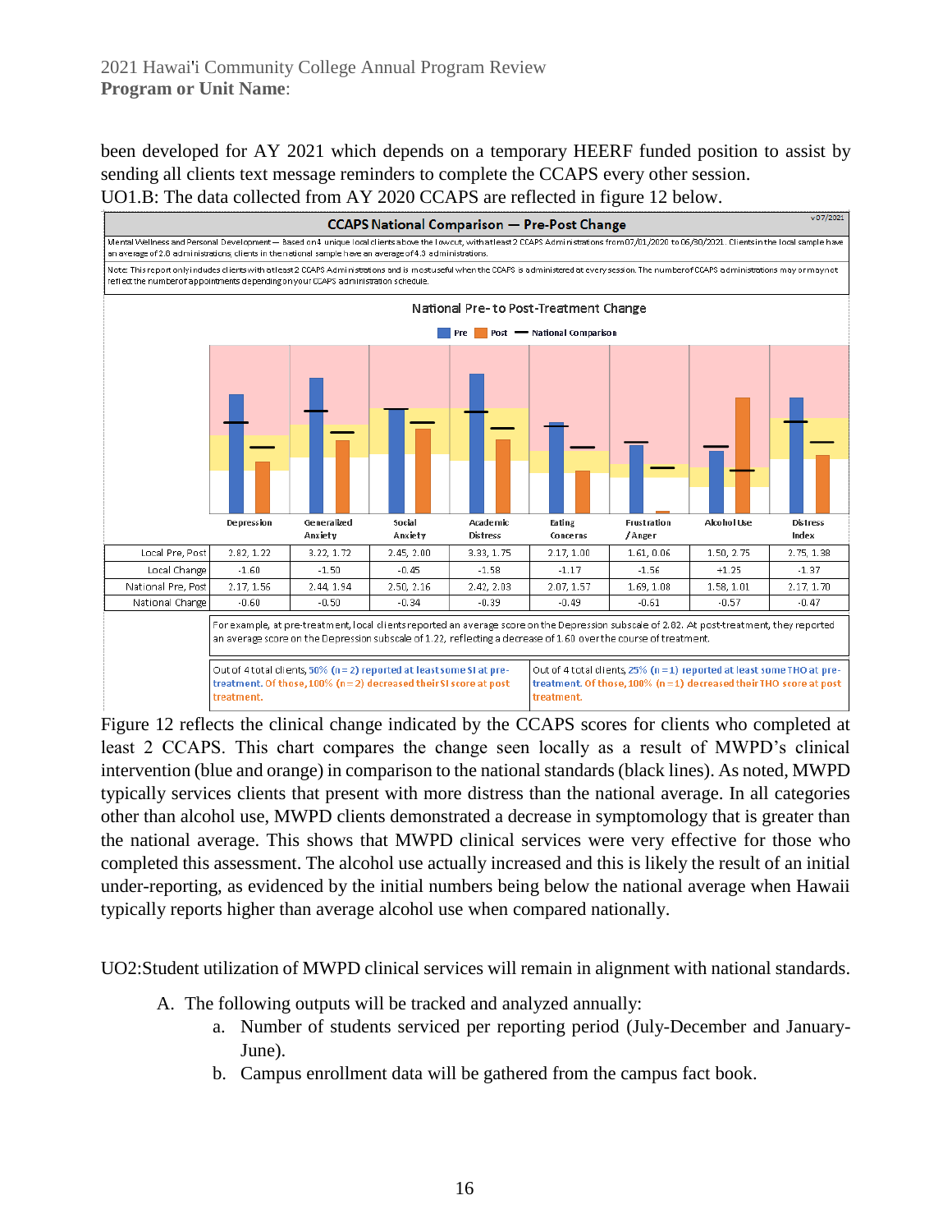been developed for AY 2021 which depends on a temporary HEERF funded position to assist by sending all clients text message reminders to complete the CCAPS every other session.

UO1.B: The data collected from AY 2020 CCAPS are reflected in figure 12 below.

**CCAPS National Comparison — Pre-Post Change**

v07/2021

Mental Wellness and Personal Development — Based on 4 unique local clients above the lowcut, with at least 2 CCAPS Administrations from 07/01/2020 to 06/30/2021. Clients in the local sample have an average of 2.8 administrations, clients in the national sample have an average of 4.3 administrations.

Note: This report only includes clients with at least 2 CCAPS Administrations and is most useful when the CCAPS is administered at every session. The number of CCAPS administrations may or may not reflect the number of appointments depending on your CCAPS administration schedule.

National Pre- to Post-Treatment Change

Pre | Post | National Comparison

| | Depression | Generalized Anxiety | Social Anxiety | Academic Distress | Eating Concerns | Frustration /Anger | Alcohol Use | Distress Index |
|---|---|---|---|---|---|---|---|---|
| Local Pre, Post | 2.82, 1.22 | 3.22, 1.72 | 2.45, 2.00 | 3.33, 1.75 | 2.17, 1.00 | 1.61, 0.06 | 1.50, 2.75 | 2.75, 1.38 |
| Local Change | -1.60 | -1.50 | -0.45 | -1.58 | -1.17 | -1.56 | +1.25 | -1.37 |
| National Pre, Post | 2.17, 1.56 | 2.44, 1.94 | 2.50, 2.16 | 2.42, 2.03 | 2.07, 1.57 | 1.69, 1.08 | 1.58, 1.01 | 2.17, 1.70 |
| National Change | -0.60 | -0.50 | -0.34 | -0.39 | -0.49 | -0.61 | -0.57 | -0.47 |

For example, at pre-treatment, local clients reported an average score on the Depression subscale of 2.82. At post-treatment, they reported an average score on the Depression subscale of 1.22, reflecting a decrease of 1.60 over the course of treatment.

Out of 4 total clients, 50% (n = 2) reported at least some SI at pre-treatment. Of those, 100% (n = 2) decreased their SI score at post treatment.

Out of 4 total clients, 25% (n = 1) reported at least some THO at pre-treatment. Of those, 100% (n = 1) decreased their THO score at post treatment.

Figure 12 reflects the clinical change indicated by the CCAPS scores for clients who completed at least 2 CCAPS. This chart compares the change seen locally as a result of MWPD's clinical intervention (blue and orange) in comparison to the national standards (black lines). As noted, MWPD typically services clients that present with more distress than the national average. In all categories other than alcohol use, MWPD clients demonstrated a decrease in symptomology that is greater than the national average. This shows that MWPD clinical services were very effective for those who completed this assessment. The alcohol use actually increased and this is likely the result of an initial under-reporting, as evidenced by the initial numbers being below the national average when Hawaii typically reports higher than average alcohol use when compared nationally.

UO2:Student utilization of MWPD clinical services will remain in alignment with national standards.

A. The following outputs will be tracked and analyzed annually:
   a. Number of students serviced per reporting period (July-December and January-June).
   b. Campus enrollment data will be gathered from the campus fact book.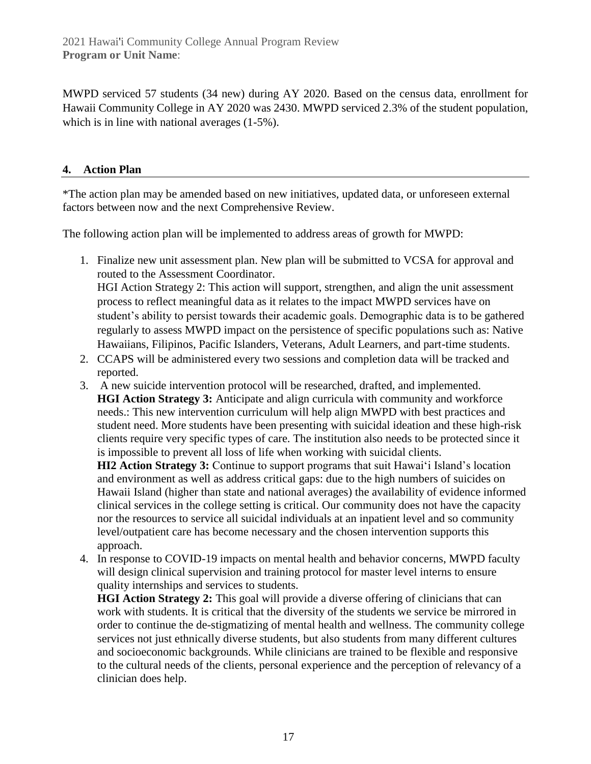MWPD serviced 57 students (34 new) during AY 2020. Based on the census data, enrollment for Hawaii Community College in AY 2020 was 2430. MWPD serviced 2.3% of the student population, which is in line with national averages (1-5%).

## 4. Action Plan

*The action plan may be amended based on new initiatives, updated data, or unforeseen external factors between now and the next Comprehensive Review.

The following action plan will be implemented to address areas of growth for MWPD:

1. Finalize new unit assessment plan. New plan will be submitted to VCSA for approval and routed to the Assessment Coordinator.
   HGI Action Strategy 2: This action will support, strengthen, and align the unit assessment process to reflect meaningful data as it relates to the impact MWPD services have on student's ability to persist towards their academic goals. Demographic data is to be gathered regularly to assess MWPD impact on the persistence of specific populations such as: Native Hawaiians, Filipinos, Pacific Islanders, Veterans, Adult Learners, and part-time students.
2. CCAPS will be administered every two sessions and completion data will be tracked and reported.
3. A new suicide intervention protocol will be researched, drafted, and implemented.
   **HGI Action Strategy 3:** Anticipate and align curricula with community and workforce needs.: This new intervention curriculum will help align MWPD with best practices and student need. More students have been presenting with suicidal ideation and these high-risk clients require very specific types of care. The institution also needs to be protected since it is impossible to prevent all loss of life when working with suicidal clients.
   **HI2 Action Strategy 3:** Continue to support programs that suit Hawai'i Island's location and environment as well as address critical gaps: due to the high numbers of suicides on Hawaii Island (higher than state and national averages) the availability of evidence informed clinical services in the college setting is critical. Our community does not have the capacity nor the resources to service all suicidal individuals at an inpatient level and so community level/outpatient care has become necessary and the chosen intervention supports this approach.
4. In response to COVID-19 impacts on mental health and behavior concerns, MWPD faculty will design clinical supervision and training protocol for master level interns to ensure quality internships and services to students.
   **HGI Action Strategy 2:** This goal will provide a diverse offering of clinicians that can work with students. It is critical that the diversity of the students we service be mirrored in order to continue the de-stigmatizing of mental health and wellness. The community college services not just ethnically diverse students, but also students from many different cultures and socioeconomic backgrounds. While clinicians are trained to be flexible and responsive to the cultural needs of the clients, personal experience and the perception of relevancy of a clinician does help.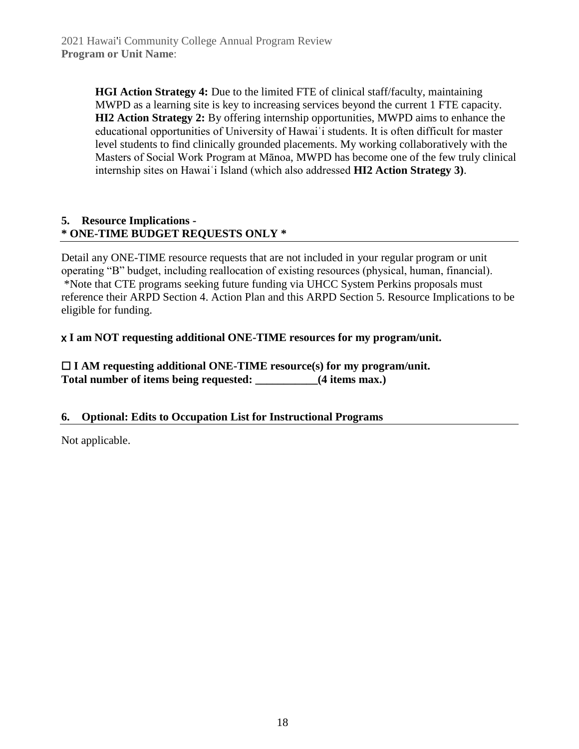**HGI Action Strategy 4:** Due to the limited FTE of clinical staff/faculty, maintaining MWPD as a learning site is key to increasing services beyond the current 1 FTE capacity.
**HI2 Action Strategy 2:** By offering internship opportunities, MWPD aims to enhance the educational opportunities of University of Hawaiʿi students. It is often difficult for master level students to find clinically grounded placements. My working collaboratively with the Masters of Social Work Program at Mānoa, MWPD has become one of the few truly clinical internship sites on Hawaiʿi Island (which also addressed **HI2 Action Strategy 3)**.

## 5. Resource Implications - * ONE-TIME BUDGET REQUESTS ONLY *

Detail any ONE-TIME resource requests that are not included in your regular program or unit operating "B" budget, including reallocation of existing resources (physical, human, financial).
*Note that CTE programs seeking future funding via UHCC System Perkins proposals must reference their ARPD Section 4. Action Plan and this ARPD Section 5. Resource Implications to be eligible for funding.

x **I am NOT requesting additional ONE-TIME resources for my program/unit.**

☐ **I AM requesting additional ONE-TIME resource(s) for my program/unit.**
**Total number of items being requested: \_\_\_\_\_\_\_\_\_\_\_(4 items max.)**

## 6. Optional: Edits to Occupation List for Instructional Programs

Not applicable.